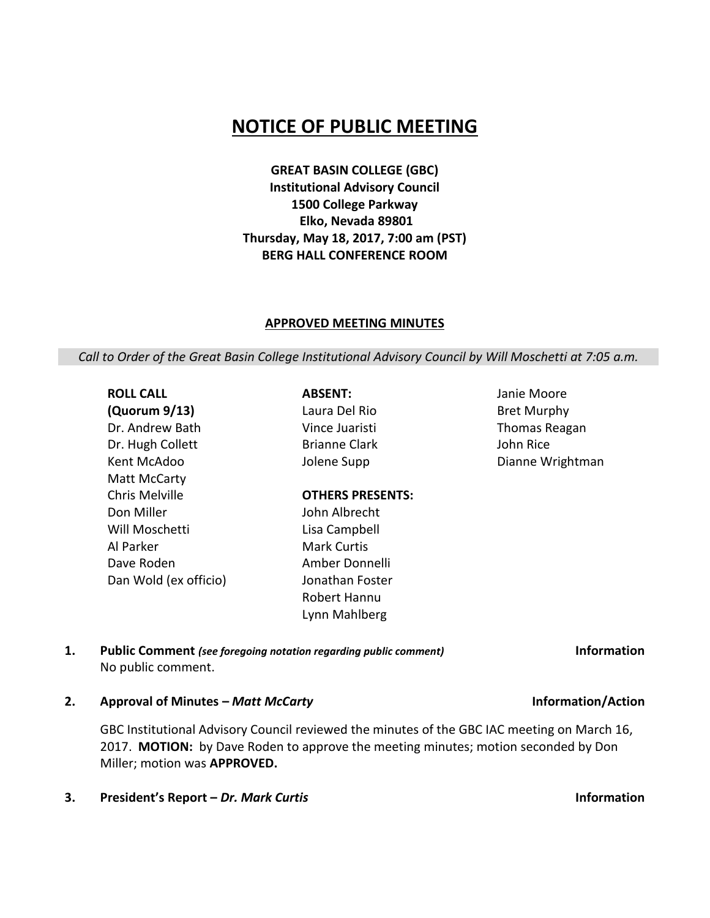# NOTICE OF PUBLIC MEETING

**GREAT BASIN COLLEGE (GBC)**
**Institutional Advisory Council**
**1500 College Parkway**
**Elko, Nevada 89801**
**Thursday, May 18, 2017, 7:00 am (PST)**
**BERG HALL CONFERENCE ROOM**

## APPROVED MEETING MINUTES

*Call to Order of the Great Basin College Institutional Advisory Council by Will Moschetti at 7:05 a.m.*

**ROLL CALL**
**(Quorum 9/13)**
Dr. Andrew Bath
Dr. Hugh Collett
Kent McAdoo
Matt McCarty
Chris Melville
Don Miller
Will Moschetti
Al Parker
Dave Roden
Dan Wold (ex officio)

**ABSENT:**
Laura Del Rio
Vince Juaristi
Brianne Clark
Jolene Supp
Janie Moore
Bret Murphy
Thomas Reagan
John Rice
Dianne Wrightman

**OTHERS PRESENTS:**
John Albrecht
Lisa Campbell
Mark Curtis
Amber Donnelli
Jonathan Foster
Robert Hannu
Lynn Mahlberg

1. **Public Comment** ***(see foregoing notation regarding public comment)*** **Information**
   No public comment.

2. **Approval of Minutes – *Matt McCarty*** **Information/Action**

   GBC Institutional Advisory Council reviewed the minutes of the GBC IAC meeting on March 16, 2017. **MOTION:** by Dave Roden to approve the meeting minutes; motion seconded by Don Miller; motion was **APPROVED.**

3. **President's Report – *Dr. Mark Curtis*** **Information**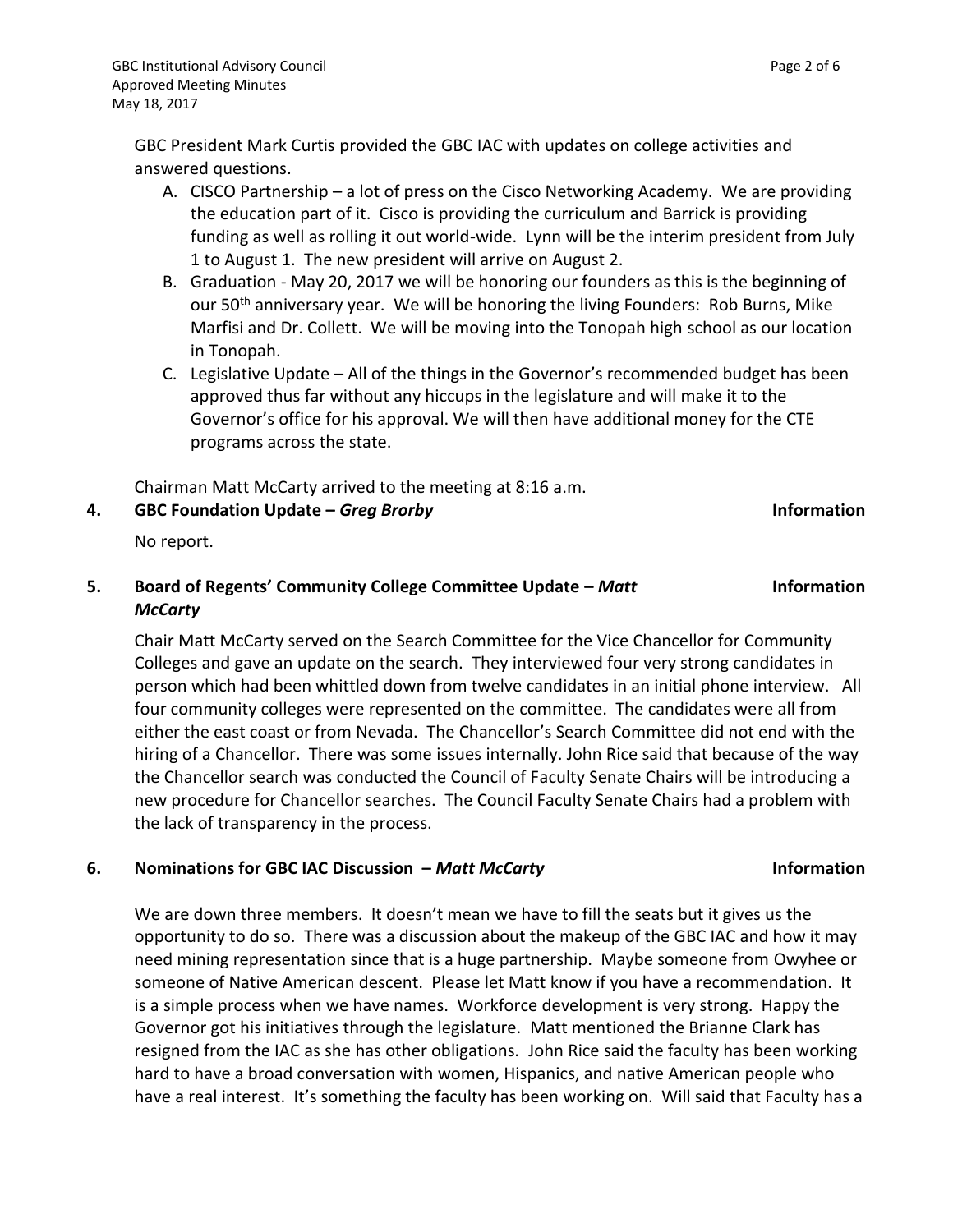GBC President Mark Curtis provided the GBC IAC with updates on college activities and answered questions.

A. CISCO Partnership – a lot of press on the Cisco Networking Academy. We are providing the education part of it. Cisco is providing the curriculum and Barrick is providing funding as well as rolling it out world-wide. Lynn will be the interim president from July 1 to August 1. The new president will arrive on August 2.
B. Graduation - May 20, 2017 we will be honoring our founders as this is the beginning of our 50th anniversary year. We will be honoring the living Founders: Rob Burns, Mike Marfisi and Dr. Collett. We will be moving into the Tonopah high school as our location in Tonopah.
C. Legislative Update – All of the things in the Governor's recommended budget has been approved thus far without any hiccups in the legislature and will make it to the Governor's office for his approval. We will then have additional money for the CTE programs across the state.

Chairman Matt McCarty arrived to the meeting at 8:16 a.m.

**4. GBC Foundation Update – *Greg Brorby*** **Information**

No report.

**5. Board of Regents' Community College Committee Update – *Matt McCarty*** **Information**

Chair Matt McCarty served on the Search Committee for the Vice Chancellor for Community Colleges and gave an update on the search. They interviewed four very strong candidates in person which had been whittled down from twelve candidates in an initial phone interview. All four community colleges were represented on the committee. The candidates were all from either the east coast or from Nevada. The Chancellor's Search Committee did not end with the hiring of a Chancellor. There was some issues internally. John Rice said that because of the way the Chancellor search was conducted the Council of Faculty Senate Chairs will be introducing a new procedure for Chancellor searches. The Council Faculty Senate Chairs had a problem with the lack of transparency in the process.

**6. Nominations for GBC IAC Discussion – *Matt McCarty*** **Information**

We are down three members. It doesn't mean we have to fill the seats but it gives us the opportunity to do so. There was a discussion about the makeup of the GBC IAC and how it may need mining representation since that is a huge partnership. Maybe someone from Owyhee or someone of Native American descent. Please let Matt know if you have a recommendation. It is a simple process when we have names. Workforce development is very strong. Happy the Governor got his initiatives through the legislature. Matt mentioned the Brianne Clark has resigned from the IAC as she has other obligations. John Rice said the faculty has been working hard to have a broad conversation with women, Hispanics, and native American people who have a real interest. It's something the faculty has been working on. Will said that Faculty has a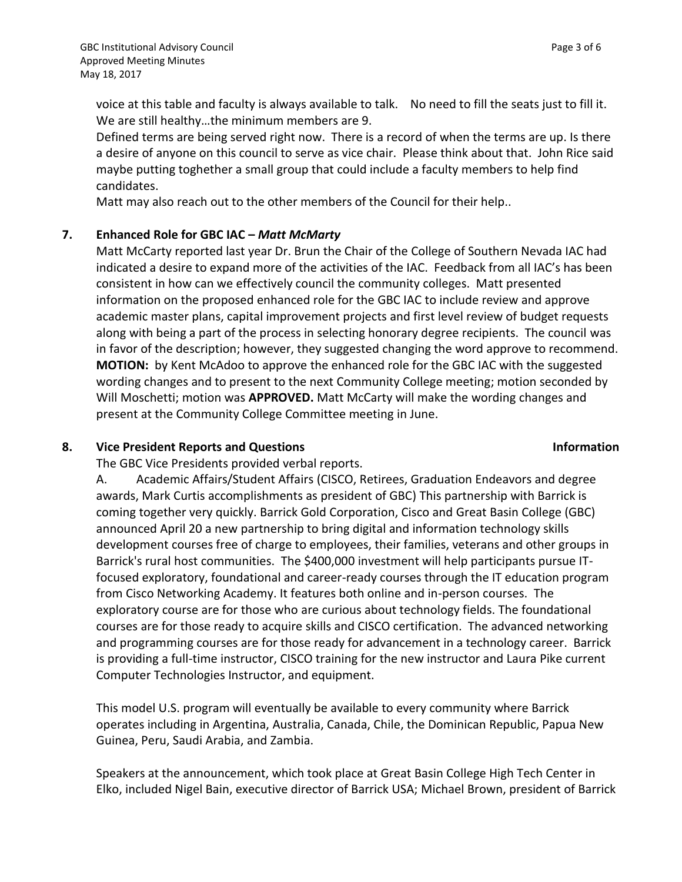voice at this table and faculty is always available to talk. No need to fill the seats just to fill it. We are still healthy…the minimum members are 9.

Defined terms are being served right now. There is a record of when the terms are up. Is there a desire of anyone on this council to serve as vice chair. Please think about that. John Rice said maybe putting toghether a small group that could include a faculty members to help find candidates.

Matt may also reach out to the other members of the Council for their help..

**7. Enhanced Role for GBC IAC –** ***Matt McMarty***

Matt McCarty reported last year Dr. Brun the Chair of the College of Southern Nevada IAC had indicated a desire to expand more of the activities of the IAC. Feedback from all IAC's has been consistent in how can we effectively council the community colleges. Matt presented information on the proposed enhanced role for the GBC IAC to include review and approve academic master plans, capital improvement projects and first level review of budget requests along with being a part of the process in selecting honorary degree recipients. The council was in favor of the description; however, they suggested changing the word approve to recommend. **MOTION:** by Kent McAdoo to approve the enhanced role for the GBC IAC with the suggested wording changes and to present to the next Community College meeting; motion seconded by Will Moschetti; motion was **APPROVED.** Matt McCarty will make the wording changes and present at the Community College Committee meeting in June.

**8. Vice President Reports and Questions** **Information**

The GBC Vice Presidents provided verbal reports.

A. Academic Affairs/Student Affairs (CISCO, Retirees, Graduation Endeavors and degree awards, Mark Curtis accomplishments as president of GBC) This partnership with Barrick is coming together very quickly. Barrick Gold Corporation, Cisco and Great Basin College (GBC) announced April 20 a new partnership to bring digital and information technology skills development courses free of charge to employees, their families, veterans and other groups in Barrick's rural host communities. The $400,000 investment will help participants pursue IT-focused exploratory, foundational and career-ready courses through the IT education program from Cisco Networking Academy. It features both online and in-person courses. The exploratory course are for those who are curious about technology fields. The foundational courses are for those ready to acquire skills and CISCO certification. The advanced networking and programming courses are for those ready for advancement in a technology career. Barrick is providing a full-time instructor, CISCO training for the new instructor and Laura Pike current Computer Technologies Instructor, and equipment.

This model U.S. program will eventually be available to every community where Barrick operates including in Argentina, Australia, Canada, Chile, the Dominican Republic, Papua New Guinea, Peru, Saudi Arabia, and Zambia.

Speakers at the announcement, which took place at Great Basin College High Tech Center in Elko, included Nigel Bain, executive director of Barrick USA; Michael Brown, president of Barrick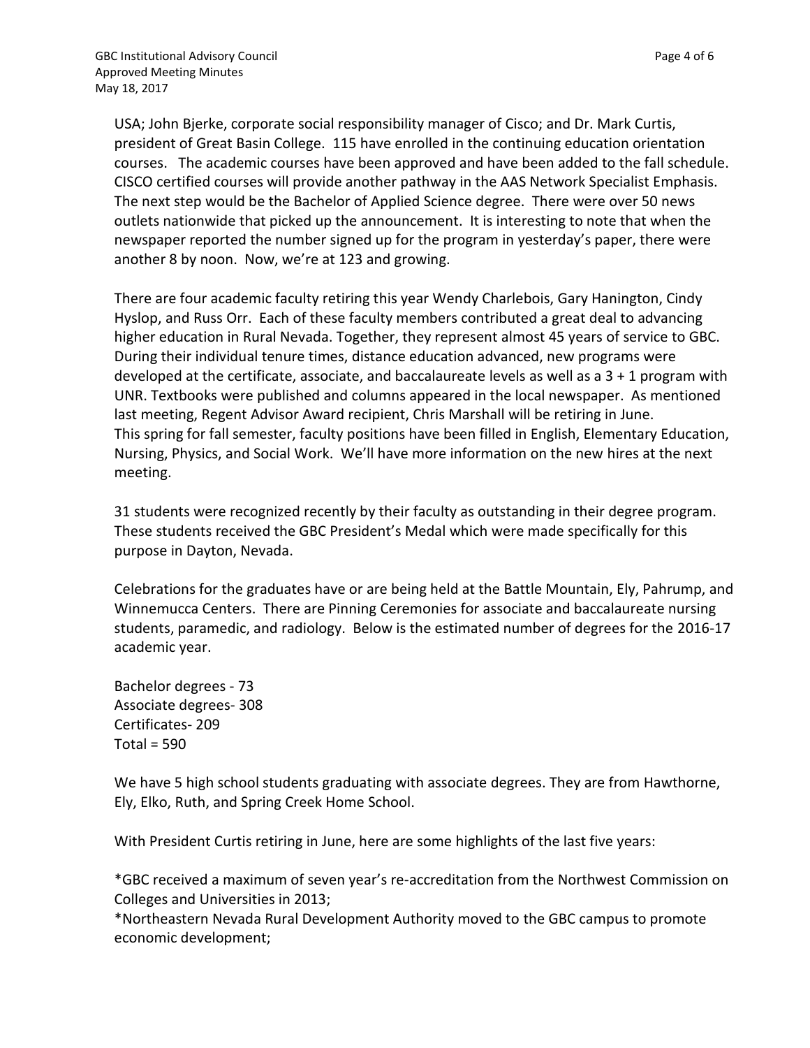USA; John Bjerke, corporate social responsibility manager of Cisco; and Dr. Mark Curtis, president of Great Basin College. 115 have enrolled in the continuing education orientation courses. The academic courses have been approved and have been added to the fall schedule. CISCO certified courses will provide another pathway in the AAS Network Specialist Emphasis. The next step would be the Bachelor of Applied Science degree. There were over 50 news outlets nationwide that picked up the announcement. It is interesting to note that when the newspaper reported the number signed up for the program in yesterday's paper, there were another 8 by noon. Now, we're at 123 and growing.

There are four academic faculty retiring this year Wendy Charlebois, Gary Hanington, Cindy Hyslop, and Russ Orr. Each of these faculty members contributed a great deal to advancing higher education in Rural Nevada. Together, they represent almost 45 years of service to GBC. During their individual tenure times, distance education advanced, new programs were developed at the certificate, associate, and baccalaureate levels as well as a 3 + 1 program with UNR. Textbooks were published and columns appeared in the local newspaper. As mentioned last meeting, Regent Advisor Award recipient, Chris Marshall will be retiring in June. This spring for fall semester, faculty positions have been filled in English, Elementary Education, Nursing, Physics, and Social Work. We'll have more information on the new hires at the next meeting.

31 students were recognized recently by their faculty as outstanding in their degree program. These students received the GBC President's Medal which were made specifically for this purpose in Dayton, Nevada.

Celebrations for the graduates have or are being held at the Battle Mountain, Ely, Pahrump, and Winnemucca Centers. There are Pinning Ceremonies for associate and baccalaureate nursing students, paramedic, and radiology. Below is the estimated number of degrees for the 2016-17 academic year.

Bachelor degrees - 73
Associate degrees- 308
Certificates- 209
Total = 590

We have 5 high school students graduating with associate degrees. They are from Hawthorne, Ely, Elko, Ruth, and Spring Creek Home School.

With President Curtis retiring in June, here are some highlights of the last five years:

*GBC received a maximum of seven year's re-accreditation from the Northwest Commission on Colleges and Universities in 2013;
*Northeastern Nevada Rural Development Authority moved to the GBC campus to promote economic development;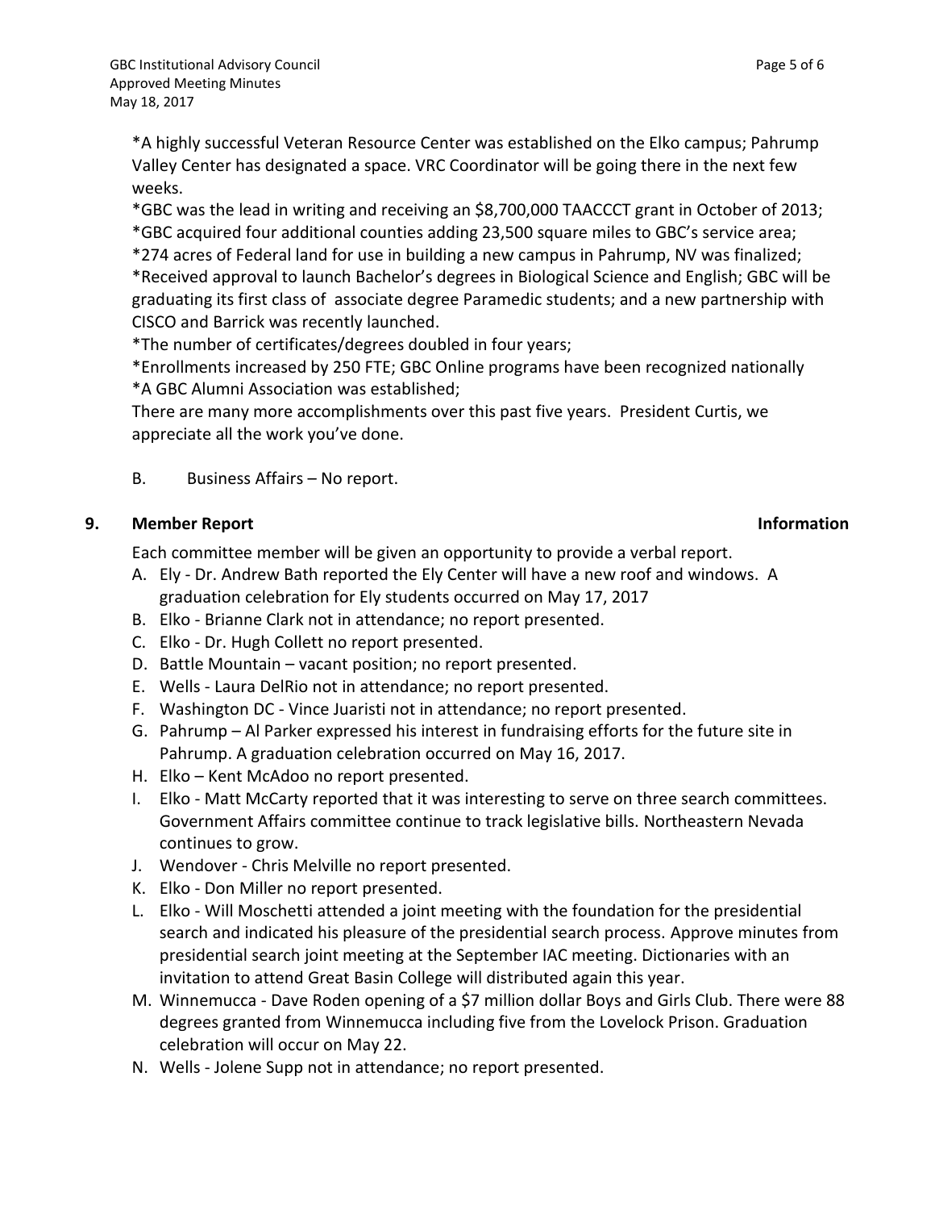*A highly successful Veteran Resource Center was established on the Elko campus; Pahrump Valley Center has designated a space. VRC Coordinator will be going there in the next few weeks.
*GBC was the lead in writing and receiving an $8,700,000 TAACCCT grant in October of 2013;
*GBC acquired four additional counties adding 23,500 square miles to GBC's service area;
*274 acres of Federal land for use in building a new campus in Pahrump, NV was finalized;
*Received approval to launch Bachelor's degrees in Biological Science and English; GBC will be graduating its first class of associate degree Paramedic students; and a new partnership with CISCO and Barrick was recently launched.
*The number of certificates/degrees doubled in four years;
*Enrollments increased by 250 FTE; GBC Online programs have been recognized nationally
*A GBC Alumni Association was established;
There are many more accomplishments over this past five years. President Curtis, we appreciate all the work you've done.

B. Business Affairs – No report.

**9. Member Report** **Information**

Each committee member will be given an opportunity to provide a verbal report.

A. Ely - Dr. Andrew Bath reported the Ely Center will have a new roof and windows. A graduation celebration for Ely students occurred on May 17, 2017
B. Elko - Brianne Clark not in attendance; no report presented.
C. Elko - Dr. Hugh Collett no report presented.
D. Battle Mountain – vacant position; no report presented.
E. Wells - Laura DelRio not in attendance; no report presented.
F. Washington DC - Vince Juaristi not in attendance; no report presented.
G. Pahrump – Al Parker expressed his interest in fundraising efforts for the future site in Pahrump. A graduation celebration occurred on May 16, 2017.
H. Elko – Kent McAdoo no report presented.
I. Elko - Matt McCarty reported that it was interesting to serve on three search committees. Government Affairs committee continue to track legislative bills. Northeastern Nevada continues to grow.
J. Wendover - Chris Melville no report presented.
K. Elko - Don Miller no report presented.
L. Elko - Will Moschetti attended a joint meeting with the foundation for the presidential search and indicated his pleasure of the presidential search process. Approve minutes from presidential search joint meeting at the September IAC meeting. Dictionaries with an invitation to attend Great Basin College will distributed again this year.
M. Winnemucca - Dave Roden opening of a $7 million dollar Boys and Girls Club. There were 88 degrees granted from Winnemucca including five from the Lovelock Prison. Graduation celebration will occur on May 22.
N. Wells - Jolene Supp not in attendance; no report presented.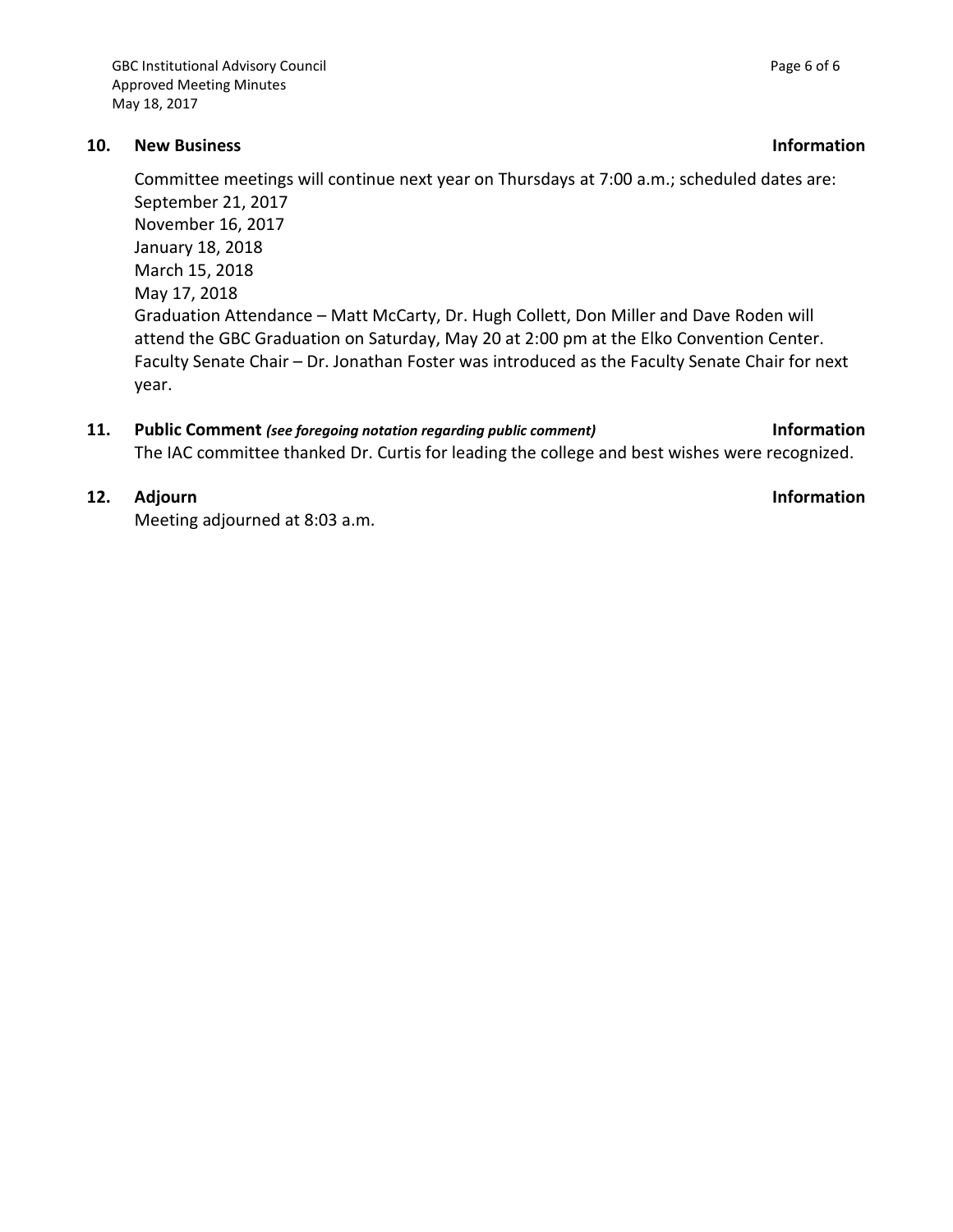## 10. New Business — Information

Committee meetings will continue next year on Thursdays at 7:00 a.m.; scheduled dates are:
September 21, 2017
November 16, 2017
January 18, 2018
March 15, 2018
May 17, 2018
Graduation Attendance – Matt McCarty, Dr. Hugh Collett, Don Miller and Dave Roden will attend the GBC Graduation on Saturday, May 20 at 2:00 pm at the Elko Convention Center.
Faculty Senate Chair – Dr. Jonathan Foster was introduced as the Faculty Senate Chair for next year.

## 11. Public Comment *(see foregoing notation regarding public comment)* — Information

The IAC committee thanked Dr. Curtis for leading the college and best wishes were recognized.

## 12. Adjourn — Information

Meeting adjourned at 8:03 a.m.